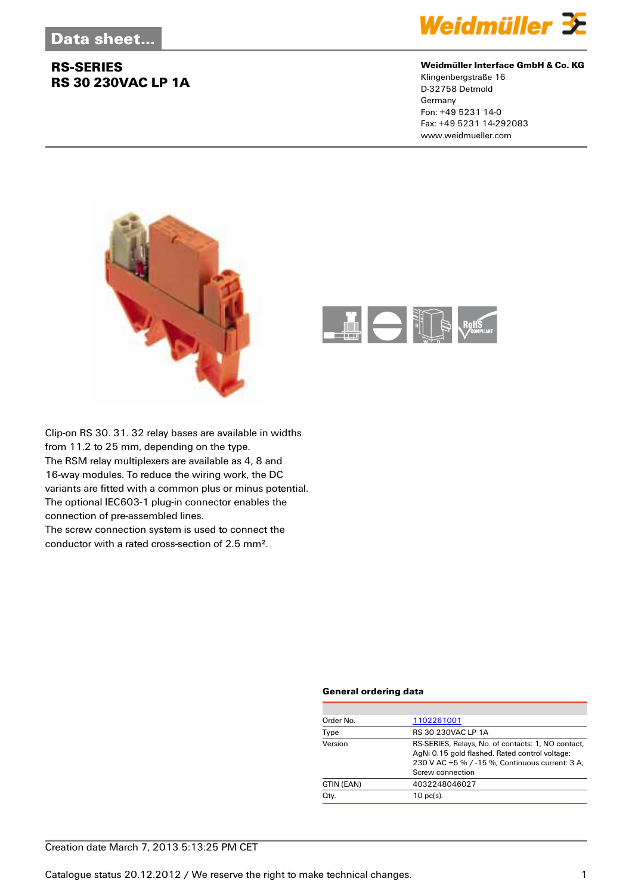Data sheet...

# RS-SERIES
# RS 30 230VAC LP 1A

**Weidmüller Interface GmbH & Co. KG**
Klingenbergstraße 16
D-32758 Detmold
Germany
Fon: +49 5231 14-0
Fax: +49 5231 14-292083
www.weidmueller.com

Clip-on RS 30. 31. 32 relay bases are available in widths from 11.2 to 25 mm, depending on the type.
The RSM relay multiplexers are available as 4, 8 and 16-way modules. To reduce the wiring work, the DC variants are fitted with a common plus or minus potential.
The optional IEC603-1 plug-in connector enables the connection of pre-assembled lines.
The screw connection system is used to connect the conductor with a rated cross-section of 2.5 mm².

### General ordering data

| | |
|---|---|
| Order No. | 1102261001 |
| Type | RS 30 230VAC LP 1A |
| Version | RS-SERIES, Relays, No. of contacts: 1, NO contact, AgNi 0.15 gold flashed, Rated control voltage: 230 V AC +5 % / -15 %, Continuous current: 3 A, Screw connection |
| GTIN (EAN) | 4032248046027 |
| Qty. | 10 pc(s). |

Creation date March 7, 2013 5:13:25 PM CET

Catalogue status 20.12.2012 / We reserve the right to make technical changes.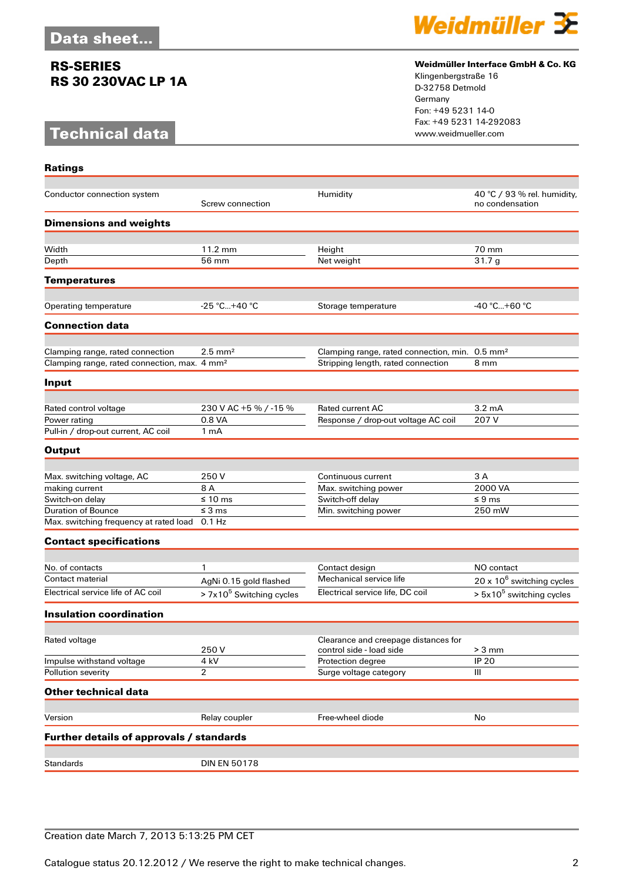# Data sheet...

## RS-SERIES
## RS 30 230VAC LP 1A

**Weidmüller Interface GmbH & Co. KG**
Klingenbergstraße 16
D-32758 Detmold
Germany
Fon: +49 5231 14-0
Fax: +49 5231 14-292083
www.weidmueller.com

# Technical data

### Ratings

| | | | |
|---|---|---|---|
| Conductor connection system | Screw connection | Humidity | 40 °C / 93 % rel. humidity, no condensation |

### Dimensions and weights

| | | | |
|---|---|---|---|
| Width | 11.2 mm | Height | 70 mm |
| Depth | 56 mm | Net weight | 31.7 g |

### Temperatures

| | | | |
|---|---|---|---|
| Operating temperature | -25 °C...+40 °C | Storage temperature | -40 °C...+60 °C |

### Connection data

| | | | |
|---|---|---|---|
| Clamping range, rated connection | 2.5 mm² | Clamping range, rated connection, min. | 0.5 mm² |
| Clamping range, rated connection, max. | 4 mm² | Stripping length, rated connection | 8 mm |

### Input

| | | | |
|---|---|---|---|
| Rated control voltage | 230 V AC +5 % / -15 % | Rated current AC | 3.2 mA |
| Power rating | 0.8 VA | Response / drop-out voltage AC coil | 207 V |
| Pull-in / drop-out current, AC coil | 1 mA | | |

### Output

| | | | |
|---|---|---|---|
| Max. switching voltage, AC | 250 V | Continuous current | 3 A |
| making current | 8 A | Max. switching power | 2000 VA |
| Switch-on delay | ≤ 10 ms | Switch-off delay | ≤ 9 ms |
| Duration of Bounce | ≤ 3 ms | Min. switching power | 250 mW |
| Max. switching frequency at rated load | 0.1 Hz | | |

### Contact specifications

| | | | |
|---|---|---|---|
| No. of contacts | 1 | Contact design | NO contact |
| Contact material | AgNi 0.15 gold flashed | Mechanical service life | 20 x $10^6$ switching cycles |
| Electrical service life of AC coil | > 7x$10^5$ Switching cycles | Electrical service life, DC coil | > 5x$10^5$ switching cycles |

### Insulation coordination

| | | | |
|---|---|---|---|
| Rated voltage | 250 V | Clearance and creepage distances for control side - load side | > 3 mm |
| Impulse withstand voltage | 4 kV | Protection degree | IP 20 |
| Pollution severity | 2 | Surge voltage category | III |

### Other technical data

| | | | |
|---|---|---|---|
| Version | Relay coupler | Free-wheel diode | No |

### Further details of approvals / standards

| | |
|---|---|
| Standards | DIN EN 50178 |

Creation date March 7, 2013 5:13:25 PM CET

Catalogue status 20.12.2012 / We reserve the right to make technical changes.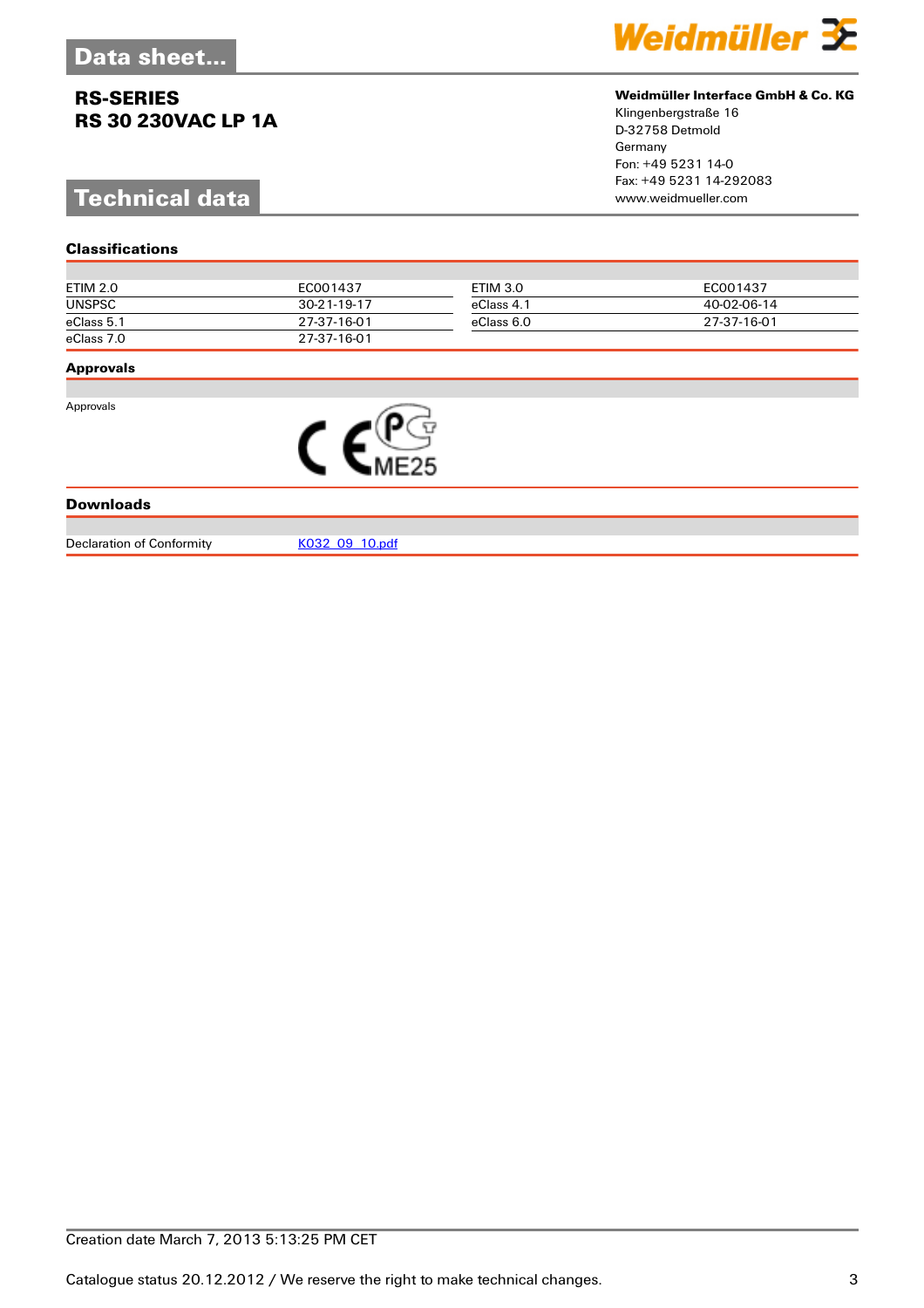# Data sheet...

## RS-SERIES
## RS 30 230VAC LP 1A

**Weidmüller Interface GmbH & Co. KG**
Klingenbergstraße 16
D-32758 Detmold
Germany
Fon: +49 5231 14-0
Fax: +49 5231 14-292083
www.weidmueller.com

# Technical data

### Classifications

| | | | |
|---|---|---|---|
| ETIM 2.0 | EC001437 | ETIM 3.0 | EC001437 |
| UNSPSC | 30-21-19-17 | eClass 4.1 | 40-02-06-14 |
| eClass 5.1 | 27-37-16-01 | eClass 6.0 | 27-37-16-01 |
| eClass 7.0 | 27-37-16-01 | | |

### Approvals

Approvals

CE PCT ME25

### Downloads

| | |
|---|---|
| Declaration of Conformity | K032_09_10.pdf |

Creation date March 7, 2013 5:13:25 PM CET

Catalogue status 20.12.2012 / We reserve the right to make technical changes.